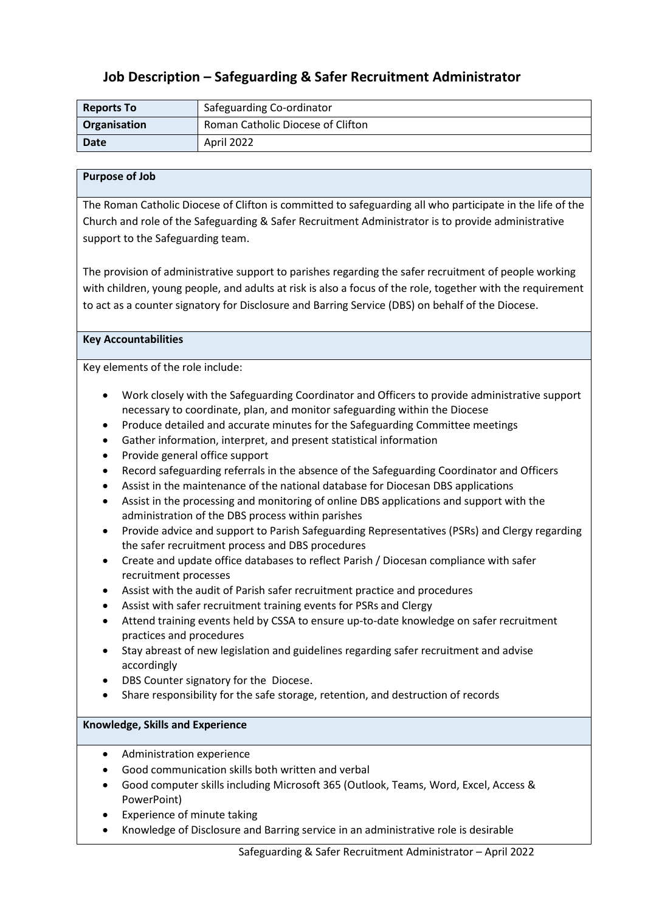# Job Description – Safeguarding & Safer Recruitment Administrator

| **Reports To** | Safeguarding Co-ordinator |
|---|---|
| **Organisation** | Roman Catholic Diocese of Clifton |
| **Date** | April 2022 |

## Purpose of Job

The Roman Catholic Diocese of Clifton is committed to safeguarding all who participate in the life of the Church and role of the Safeguarding & Safer Recruitment Administrator is to provide administrative support to the Safeguarding team.

The provision of administrative support to parishes regarding the safer recruitment of people working with children, young people, and adults at risk is also a focus of the role, together with the requirement to act as a counter signatory for Disclosure and Barring Service (DBS) on behalf of the Diocese.

## Key Accountabilities

Key elements of the role include:

- Work closely with the Safeguarding Coordinator and Officers to provide administrative support necessary to coordinate, plan, and monitor safeguarding within the Diocese
- Produce detailed and accurate minutes for the Safeguarding Committee meetings
- Gather information, interpret, and present statistical information
- Provide general office support
- Record safeguarding referrals in the absence of the Safeguarding Coordinator and Officers
- Assist in the maintenance of the national database for Diocesan DBS applications
- Assist in the processing and monitoring of online DBS applications and support with the administration of the DBS process within parishes
- Provide advice and support to Parish Safeguarding Representatives (PSRs) and Clergy regarding the safer recruitment process and DBS procedures
- Create and update office databases to reflect Parish / Diocesan compliance with safer recruitment processes
- Assist with the audit of Parish safer recruitment practice and procedures
- Assist with safer recruitment training events for PSRs and Clergy
- Attend training events held by CSSA to ensure up-to-date knowledge on safer recruitment practices and procedures
- Stay abreast of new legislation and guidelines regarding safer recruitment and advise accordingly
- DBS Counter signatory for the Diocese.
- Share responsibility for the safe storage, retention, and destruction of records

## Knowledge, Skills and Experience

- Administration experience
- Good communication skills both written and verbal
- Good computer skills including Microsoft 365 (Outlook, Teams, Word, Excel, Access & PowerPoint)
- Experience of minute taking
- Knowledge of Disclosure and Barring service in an administrative role is desirable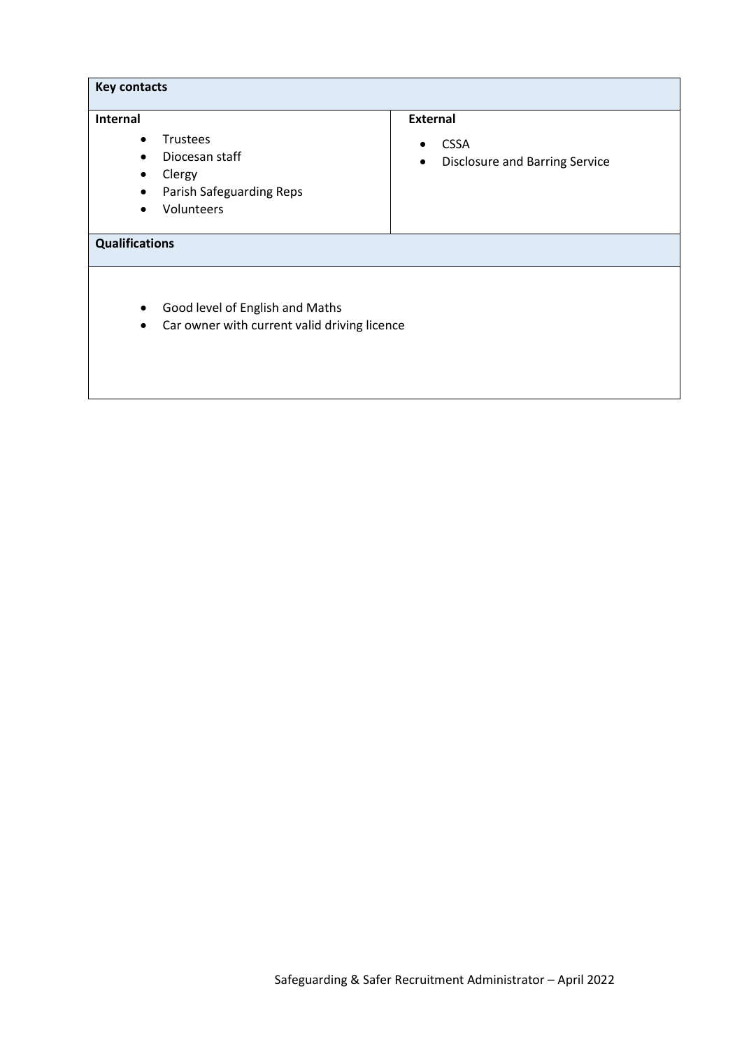| Key contacts | |
| --- | --- |
| **Internal**<br>• Trustees<br>• Diocesan staff<br>• Clergy<br>• Parish Safeguarding Reps<br>• Volunteers | **External**<br>• CSSA<br>• Disclosure and Barring Service |

| Qualifications |
| --- |
| • Good level of English and Maths<br>• Car owner with current valid driving licence |